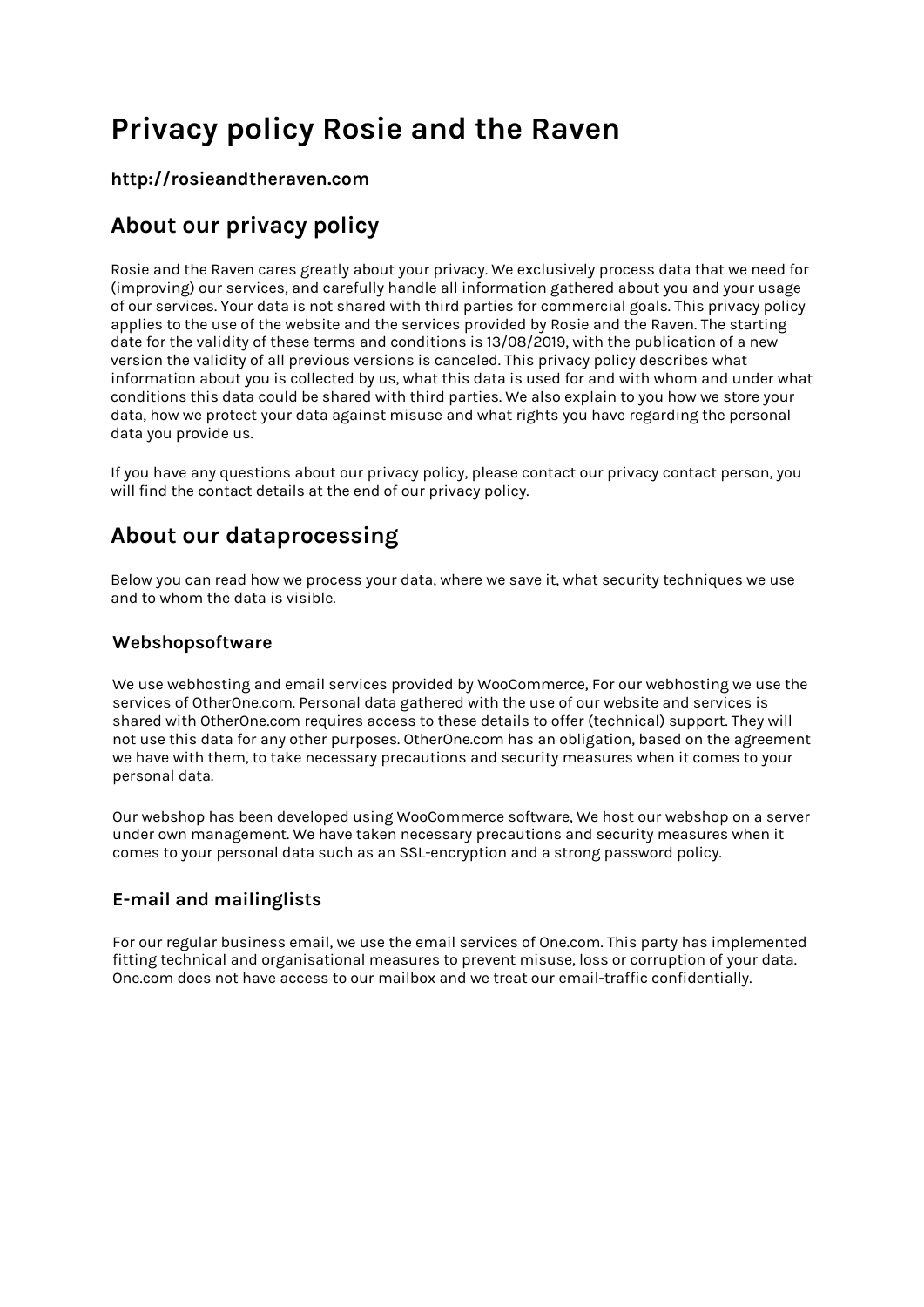# Privacy policy Rosie and the Raven

### http://rosieandtheraven.com

## About our privacy policy

Rosie and the Raven cares greatly about your privacy. We exclusively process data that we need for (improving) our services, and carefully handle all information gathered about you and your usage of our services. Your data is not shared with third parties for commercial goals. This privacy policy applies to the use of the website and the services provided by Rosie and the Raven. The starting date for the validity of these terms and conditions is 13/08/2019, with the publication of a new version the validity of all previous versions is canceled. This privacy policy describes what information about you is collected by us, what this data is used for and with whom and under what conditions this data could be shared with third parties. We also explain to you how we store your data, how we protect your data against misuse and what rights you have regarding the personal data you provide us.

If you have any questions about our privacy policy, please contact our privacy contact person, you will find the contact details at the end of our privacy policy.

## About our dataprocessing

Below you can read how we process your data, where we save it, what security techniques we use and to whom the data is visible.

### Webshopsoftware

We use webhosting and email services provided by WooCommerce, For our webhosting we use the services of OtherOne.com. Personal data gathered with the use of our website and services is shared with OtherOne.com requires access to these details to offer (technical) support. They will not use this data for any other purposes. OtherOne.com has an obligation, based on the agreement we have with them, to take necessary precautions and security measures when it comes to your personal data.

Our webshop has been developed using WooCommerce software, We host our webshop on a server under own management. We have taken necessary precautions and security measures when it comes to your personal data such as an SSL-encryption and a strong password policy.

### E-mail and mailinglists

For our regular business email, we use the email services of One.com. This party has implemented fitting technical and organisational measures to prevent misuse, loss or corruption of your data. One.com does not have access to our mailbox and we treat our email-traffic confidentially.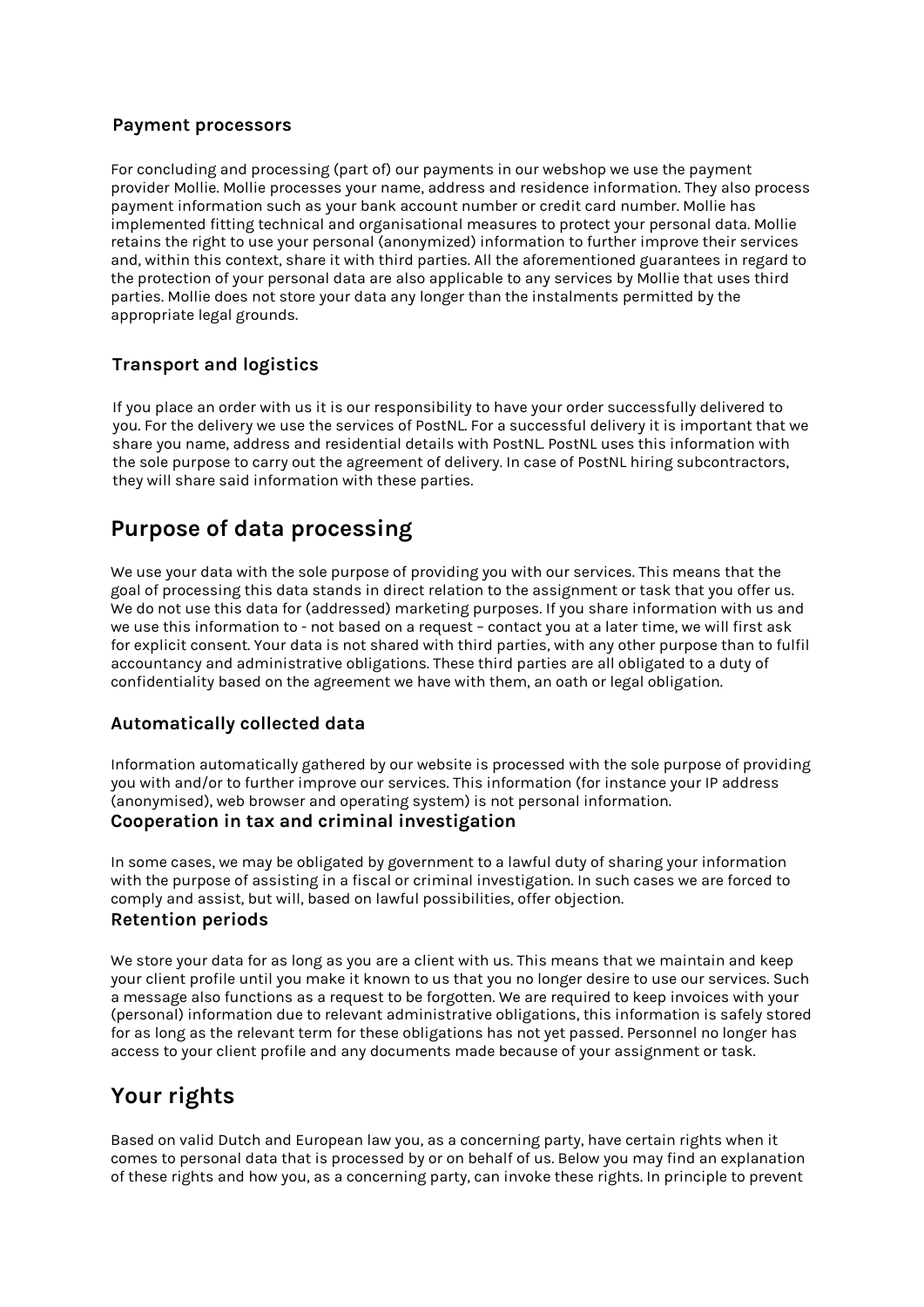### Payment processors

For concluding and processing (part of) our payments in our webshop we use the payment provider Mollie. Mollie processes your name, address and residence information. They also process payment information such as your bank account number or credit card number. Mollie has implemented fitting technical and organisational measures to protect your personal data. Mollie retains the right to use your personal (anonymized) information to further improve their services and, within this context, share it with third parties. All the aforementioned guarantees in regard to the protection of your personal data are also applicable to any services by Mollie that uses third parties. Mollie does not store your data any longer than the instalments permitted by the appropriate legal grounds.

### Transport and logistics

If you place an order with us it is our responsibility to have your order successfully delivered to you. For the delivery we use the services of PostNL. For a successful delivery it is important that we share you name, address and residential details with PostNL. PostNL uses this information with the sole purpose to carry out the agreement of delivery. In case of PostNL hiring subcontractors, they will share said information with these parties.

## Purpose of data processing

We use your data with the sole purpose of providing you with our services. This means that the goal of processing this data stands in direct relation to the assignment or task that you offer us. We do not use this data for (addressed) marketing purposes. If you share information with us and we use this information to - not based on a request – contact you at a later time, we will first ask for explicit consent. Your data is not shared with third parties, with any other purpose than to fulfil accountancy and administrative obligations. These third parties are all obligated to a duty of confidentiality based on the agreement we have with them, an oath or legal obligation.

### Automatically collected data

Information automatically gathered by our website is processed with the sole purpose of providing you with and/or to further improve our services. This information (for instance your IP address (anonymised), web browser and operating system) is not personal information.

### Cooperation in tax and criminal investigation

In some cases, we may be obligated by government to a lawful duty of sharing your information with the purpose of assisting in a fiscal or criminal investigation. In such cases we are forced to comply and assist, but will, based on lawful possibilities, offer objection.

### Retention periods

We store your data for as long as you are a client with us. This means that we maintain and keep your client profile until you make it known to us that you no longer desire to use our services. Such a message also functions as a request to be forgotten. We are required to keep invoices with your (personal) information due to relevant administrative obligations, this information is safely stored for as long as the relevant term for these obligations has not yet passed. Personnel no longer has access to your client profile and any documents made because of your assignment or task.

## Your rights

Based on valid Dutch and European law you, as a concerning party, have certain rights when it comes to personal data that is processed by or on behalf of us. Below you may find an explanation of these rights and how you, as a concerning party, can invoke these rights. In principle to prevent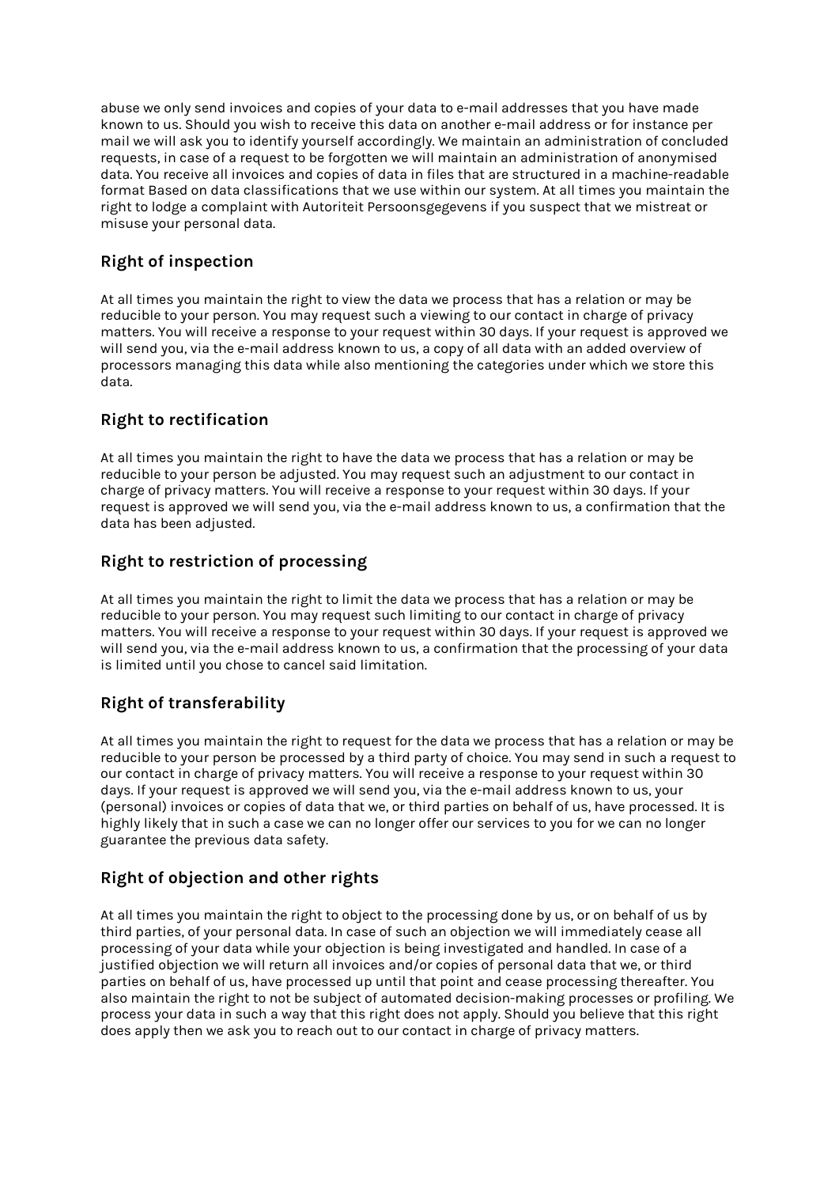abuse we only send invoices and copies of your data to e-mail addresses that you have made known to us. Should you wish to receive this data on another e-mail address or for instance per mail we will ask you to identify yourself accordingly. We maintain an administration of concluded requests, in case of a request to be forgotten we will maintain an administration of anonymised data. You receive all invoices and copies of data in files that are structured in a machine-readable format Based on data classifications that we use within our system. At all times you maintain the right to lodge a complaint with Autoriteit Persoonsgegevens if you suspect that we mistreat or misuse your personal data.

## Right of inspection

At all times you maintain the right to view the data we process that has a relation or may be reducible to your person. You may request such a viewing to our contact in charge of privacy matters. You will receive a response to your request within 30 days. If your request is approved we will send you, via the e-mail address known to us, a copy of all data with an added overview of processors managing this data while also mentioning the categories under which we store this data.

## Right to rectification

At all times you maintain the right to have the data we process that has a relation or may be reducible to your person be adjusted. You may request such an adjustment to our contact in charge of privacy matters. You will receive a response to your request within 30 days. If your request is approved we will send you, via the e-mail address known to us, a confirmation that the data has been adjusted.

## Right to restriction of processing

At all times you maintain the right to limit the data we process that has a relation or may be reducible to your person. You may request such limiting to our contact in charge of privacy matters. You will receive a response to your request within 30 days. If your request is approved we will send you, via the e-mail address known to us, a confirmation that the processing of your data is limited until you chose to cancel said limitation.

## Right of transferability

At all times you maintain the right to request for the data we process that has a relation or may be reducible to your person be processed by a third party of choice. You may send in such a request to our contact in charge of privacy matters. You will receive a response to your request within 30 days. If your request is approved we will send you, via the e-mail address known to us, your (personal) invoices or copies of data that we, or third parties on behalf of us, have processed. It is highly likely that in such a case we can no longer offer our services to you for we can no longer guarantee the previous data safety.

## Right of objection and other rights

At all times you maintain the right to object to the processing done by us, or on behalf of us by third parties, of your personal data. In case of such an objection we will immediately cease all processing of your data while your objection is being investigated and handled. In case of a justified objection we will return all invoices and/or copies of personal data that we, or third parties on behalf of us, have processed up until that point and cease processing thereafter. You also maintain the right to not be subject of automated decision-making processes or profiling. We process your data in such a way that this right does not apply. Should you believe that this right does apply then we ask you to reach out to our contact in charge of privacy matters.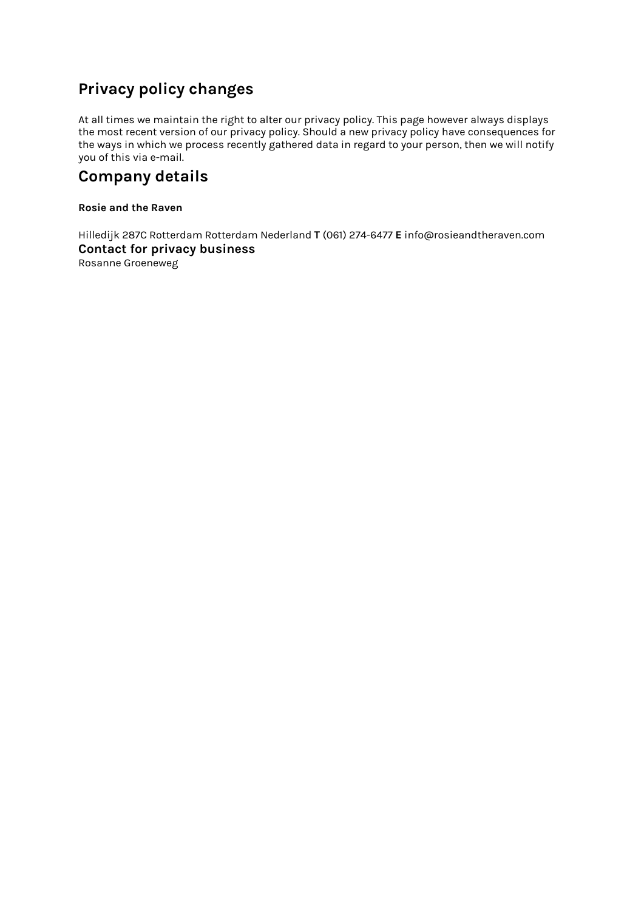## Privacy policy changes

At all times we maintain the right to alter our privacy policy. This page however always displays the most recent version of our privacy policy. Should a new privacy policy have consequences for the ways in which we process recently gathered data in regard to your person, then we will notify you of this via e-mail.

## Company details

**Rosie and the Raven**

Hilledijk 287C Rotterdam Rotterdam Nederland **T** (061) 274-6477 **E** info@rosieandtheraven.com

### Contact for privacy business

Rosanne Groeneweg